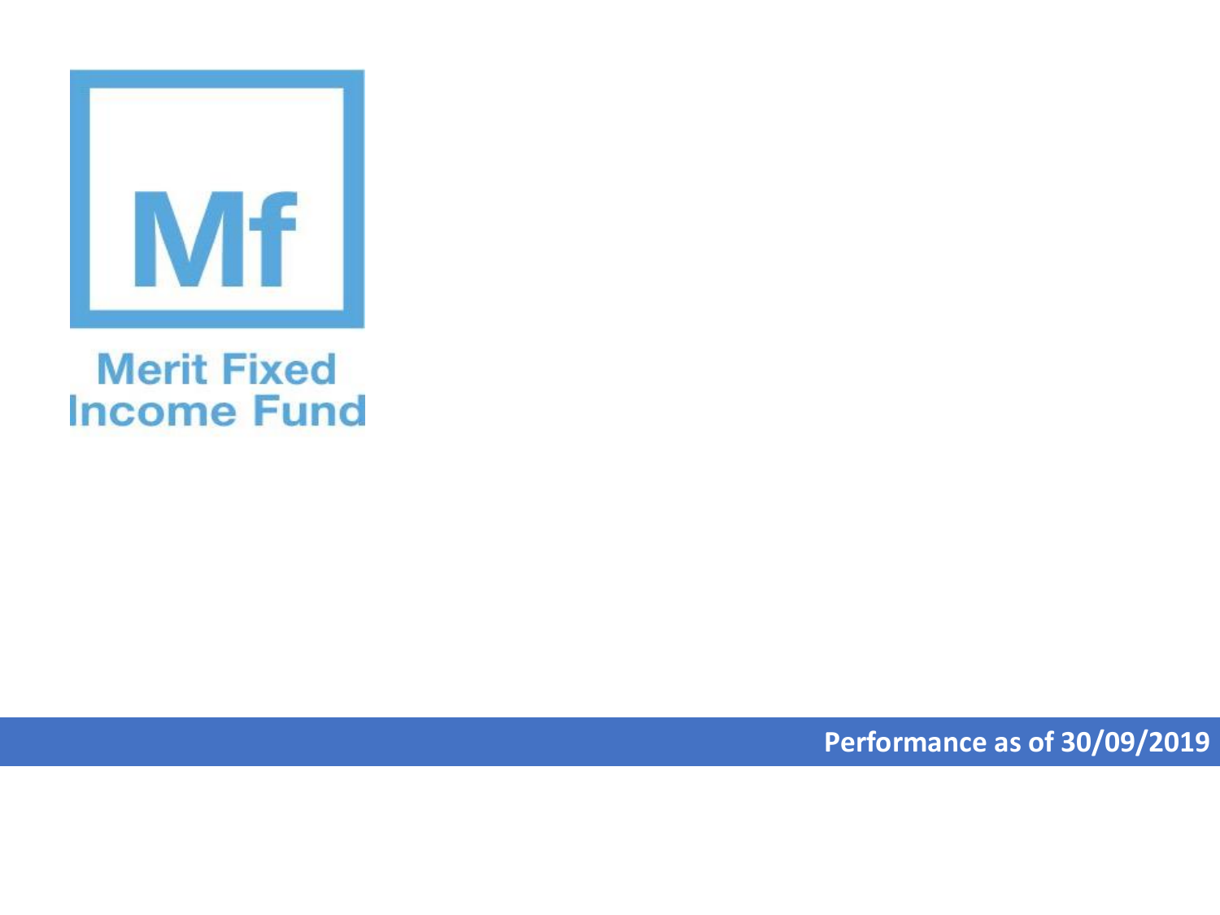Mf

# Merit Fixed Income Fund

**Performance as of 30/09/2019**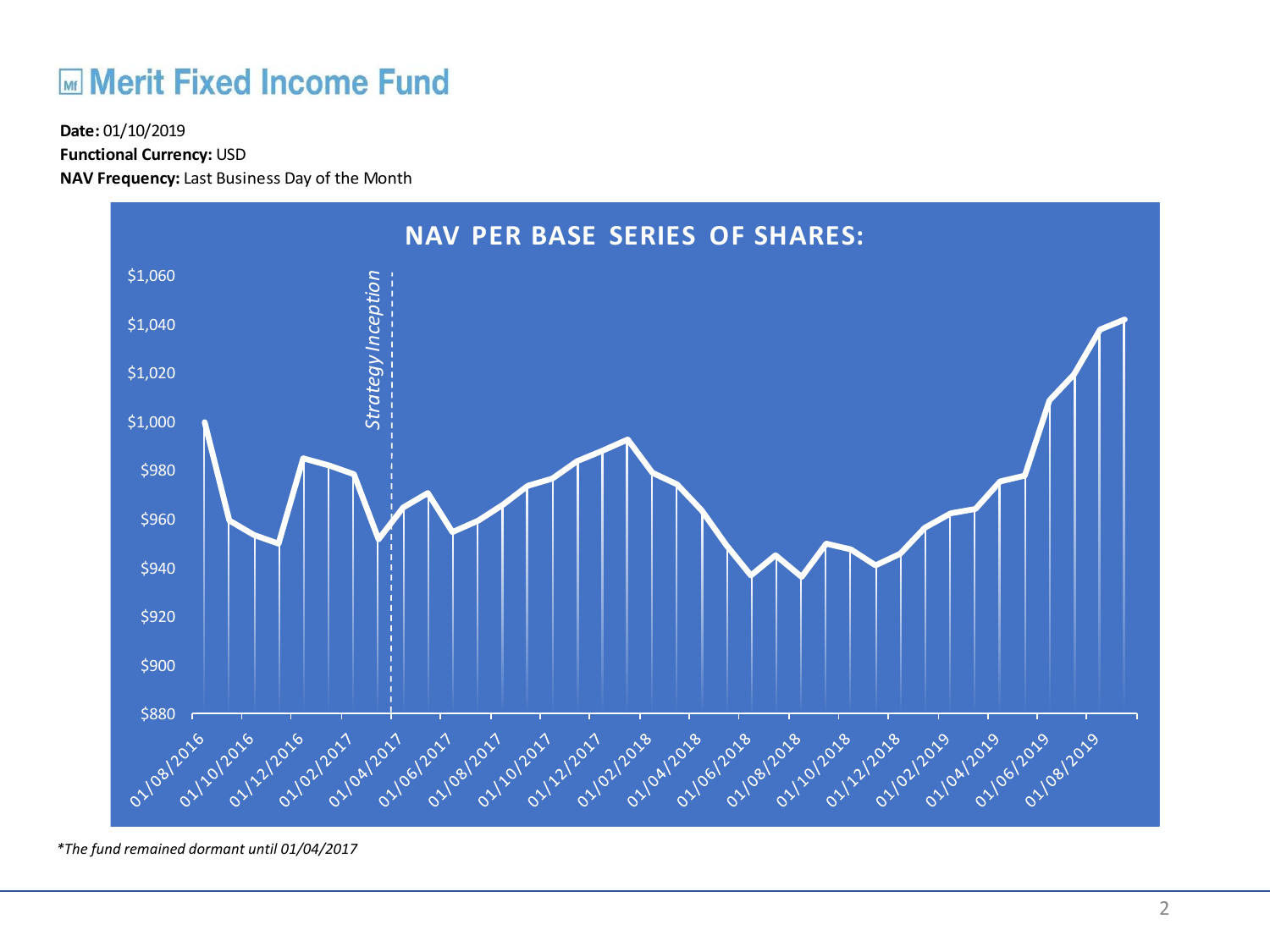# Merit Fixed Income Fund

**Date:** 01/10/2019
**Functional Currency:** USD
**NAV Frequency:** Last Business Day of the Month

## NAV PER BASE SERIES OF SHARES:

*Strategy Inception*

$1,060
$1,040
$1,020
$1,000
$980
$960
$940
$920
$900
$880

01/08/2016 01/10/2016 01/12/2016 01/02/2017 01/04/2017 01/06/2017 01/08/2017 01/10/2017 01/12/2017 01/02/2018 01/04/2018 01/06/2018 01/08/2018 01/10/2018 01/12/2018 01/02/2019 01/04/2019 01/06/2019 01/08/2019

*\*The fund remained dormant until 01/04/2017*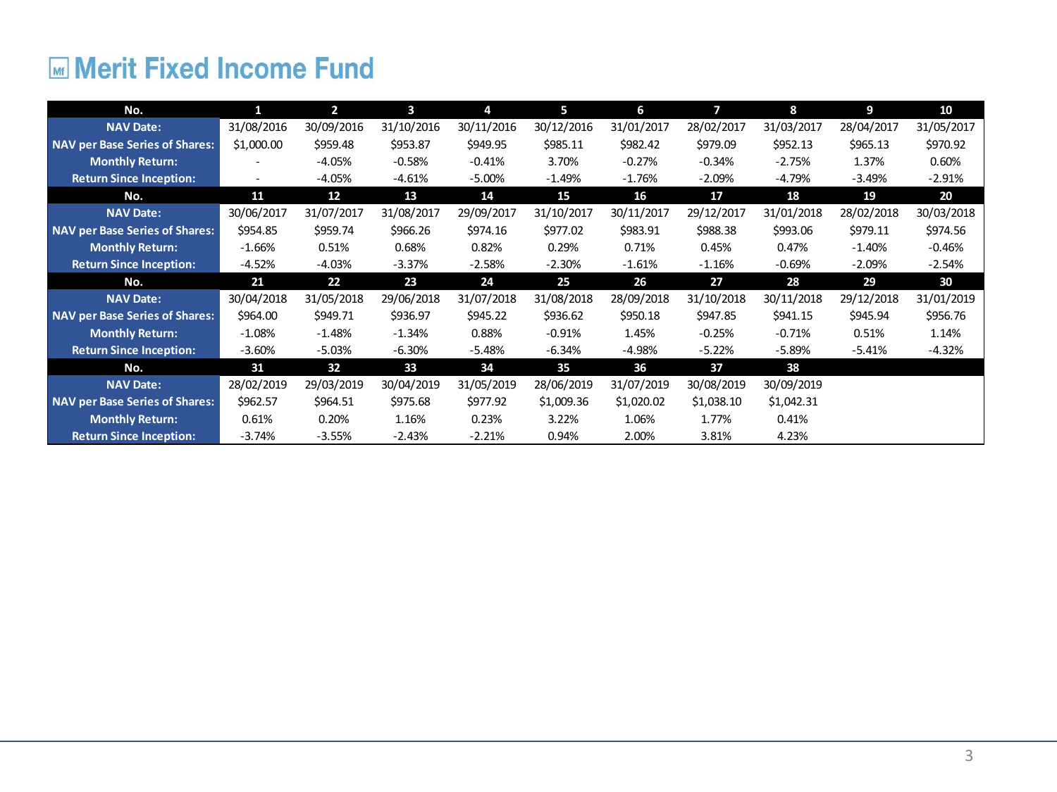# Merit Fixed Income Fund

| No. | 1 | 2 | 3 | 4 | 5 | 6 | 7 | 8 | 9 | 10 |
|---|---|---|---|---|---|---|---|---|---|---|
| NAV Date: | 31/08/2016 | 30/09/2016 | 31/10/2016 | 30/11/2016 | 30/12/2016 | 31/01/2017 | 28/02/2017 | 31/03/2017 | 28/04/2017 | 31/05/2017 |
| NAV per Base Series of Shares: | $1,000.00 | $959.48 | $953.87 | $949.95 | $985.11 | $982.42 | $979.09 | $952.13 | $965.13 | $970.92 |
| Monthly Return: | - | -4.05% | -0.58% | -0.41% | 3.70% | -0.27% | -0.34% | -2.75% | 1.37% | 0.60% |
| Return Since Inception: | - | -4.05% | -4.61% | -5.00% | -1.49% | -1.76% | -2.09% | -4.79% | -3.49% | -2.91% |
| **No.** | **11** | **12** | **13** | **14** | **15** | **16** | **17** | **18** | **19** | **20** |
| NAV Date: | 30/06/2017 | 31/07/2017 | 31/08/2017 | 29/09/2017 | 31/10/2017 | 30/11/2017 | 29/12/2017 | 31/01/2018 | 28/02/2018 | 30/03/2018 |
| NAV per Base Series of Shares: | $954.85 | $959.74 | $966.26 | $974.16 | $977.02 | $983.91 | $988.38 | $993.06 | $979.11 | $974.56 |
| Monthly Return: | -1.66% | 0.51% | 0.68% | 0.82% | 0.29% | 0.71% | 0.45% | 0.47% | -1.40% | -0.46% |
| Return Since Inception: | -4.52% | -4.03% | -3.37% | -2.58% | -2.30% | -1.61% | -1.16% | -0.69% | -2.09% | -2.54% |
| **No.** | **21** | **22** | **23** | **24** | **25** | **26** | **27** | **28** | **29** | **30** |
| NAV Date: | 30/04/2018 | 31/05/2018 | 29/06/2018 | 31/07/2018 | 31/08/2018 | 28/09/2018 | 31/10/2018 | 30/11/2018 | 29/12/2018 | 31/01/2019 |
| NAV per Base Series of Shares: | $964.00 | $949.71 | $936.97 | $945.22 | $936.62 | $950.18 | $947.85 | $941.15 | $945.94 | $956.76 |
| Monthly Return: | -1.08% | -1.48% | -1.34% | 0.88% | -0.91% | 1.45% | -0.25% | -0.71% | 0.51% | 1.14% |
| Return Since Inception: | -3.60% | -5.03% | -6.30% | -5.48% | -6.34% | -4.98% | -5.22% | -5.89% | -5.41% | -4.32% |
| **No.** | **31** | **32** | **33** | **34** | **35** | **36** | **37** | **38** | | |
| NAV Date: | 28/02/2019 | 29/03/2019 | 30/04/2019 | 31/05/2019 | 28/06/2019 | 31/07/2019 | 30/08/2019 | 30/09/2019 | | |
| NAV per Base Series of Shares: | $962.57 | $964.51 | $975.68 | $977.92 | $1,009.36 | $1,020.02 | $1,038.10 | $1,042.31 | | |
| Monthly Return: | 0.61% | 0.20% | 1.16% | 0.23% | 3.22% | 1.06% | 1.77% | 0.41% | | |
| Return Since Inception: | -3.74% | -3.55% | -2.43% | -2.21% | 0.94% | 2.00% | 3.81% | 4.23% | | |